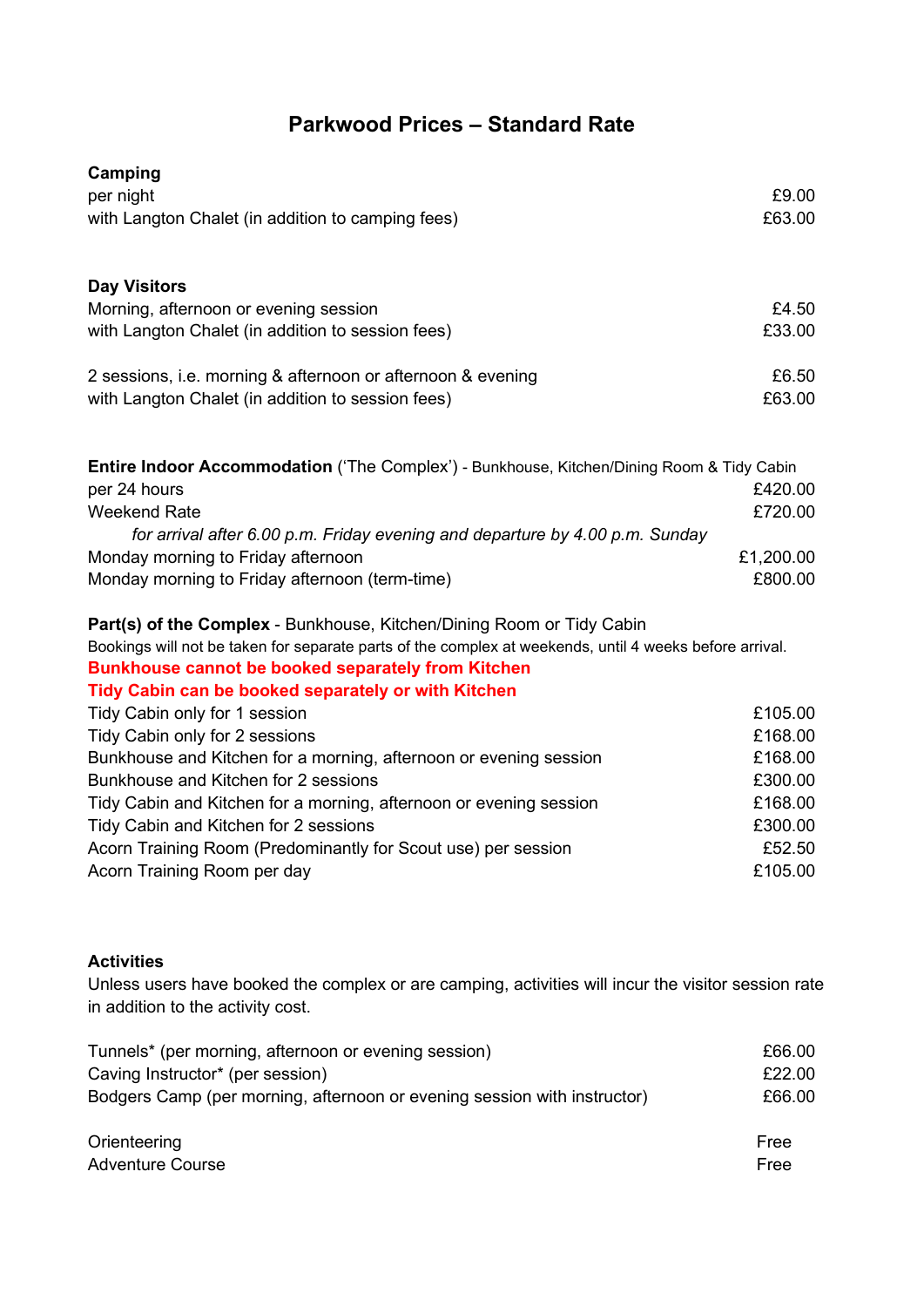# Parkwood Prices – Standard Rate

**Camping**

| | |
|---|---|
| per night | £9.00 |
| with Langton Chalet (in addition to camping fees) | £63.00 |

**Day Visitors**

| | |
|---|---|
| Morning, afternoon or evening session | £4.50 |
| with Langton Chalet (in addition to session fees) | £33.00 |
| 2 sessions, i.e. morning & afternoon or afternoon & evening | £6.50 |
| with Langton Chalet (in addition to session fees) | £63.00 |

**Entire Indoor Accommodation** ('The Complex') - Bunkhouse, Kitchen/Dining Room & Tidy Cabin

| | |
|---|---|
| per 24 hours | £420.00 |
| Weekend Rate | £720.00 |
| *for arrival after 6.00 p.m. Friday evening and departure by 4.00 p.m. Sunday* | |
| Monday morning to Friday afternoon | £1,200.00 |
| Monday morning to Friday afternoon (term-time) | £800.00 |

**Part(s) of the Complex** - Bunkhouse, Kitchen/Dining Room or Tidy Cabin

Bookings will not be taken for separate parts of the complex at weekends, until 4 weeks before arrival.

**Bunkhouse cannot be booked separately from Kitchen**

**Tidy Cabin can be booked separately or with Kitchen**

| | |
|---|---|
| Tidy Cabin only for 1 session | £105.00 |
| Tidy Cabin only for 2 sessions | £168.00 |
| Bunkhouse and Kitchen for a morning, afternoon or evening session | £168.00 |
| Bunkhouse and Kitchen for 2 sessions | £300.00 |
| Tidy Cabin and Kitchen for a morning, afternoon or evening session | £168.00 |
| Tidy Cabin and Kitchen for 2 sessions | £300.00 |
| Acorn Training Room (Predominantly for Scout use) per session | £52.50 |
| Acorn Training Room per day | £105.00 |

**Activities**

Unless users have booked the complex or are camping, activities will incur the visitor session rate in addition to the activity cost.

| | |
|---|---|
| Tunnels* (per morning, afternoon or evening session) | £66.00 |
| Caving Instructor* (per session) | £22.00 |
| Bodgers Camp (per morning, afternoon or evening session with instructor) | £66.00 |
| Orienteering | Free |
| Adventure Course | Free |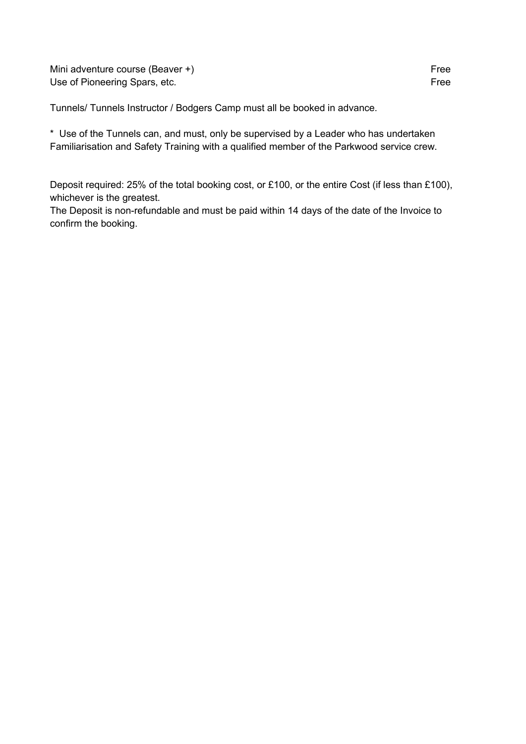| | |
|---|---|
| Mini adventure course (Beaver +) | Free |
| Use of Pioneering Spars, etc. | Free |

Tunnels/ Tunnels Instructor / Bodgers Camp must all be booked in advance.

* Use of the Tunnels can, and must, only be supervised by a Leader who has undertaken Familiarisation and Safety Training with a qualified member of the Parkwood service crew.

Deposit required: 25% of the total booking cost, or £100, or the entire Cost (if less than £100), whichever is the greatest.

The Deposit is non-refundable and must be paid within 14 days of the date of the Invoice to confirm the booking.